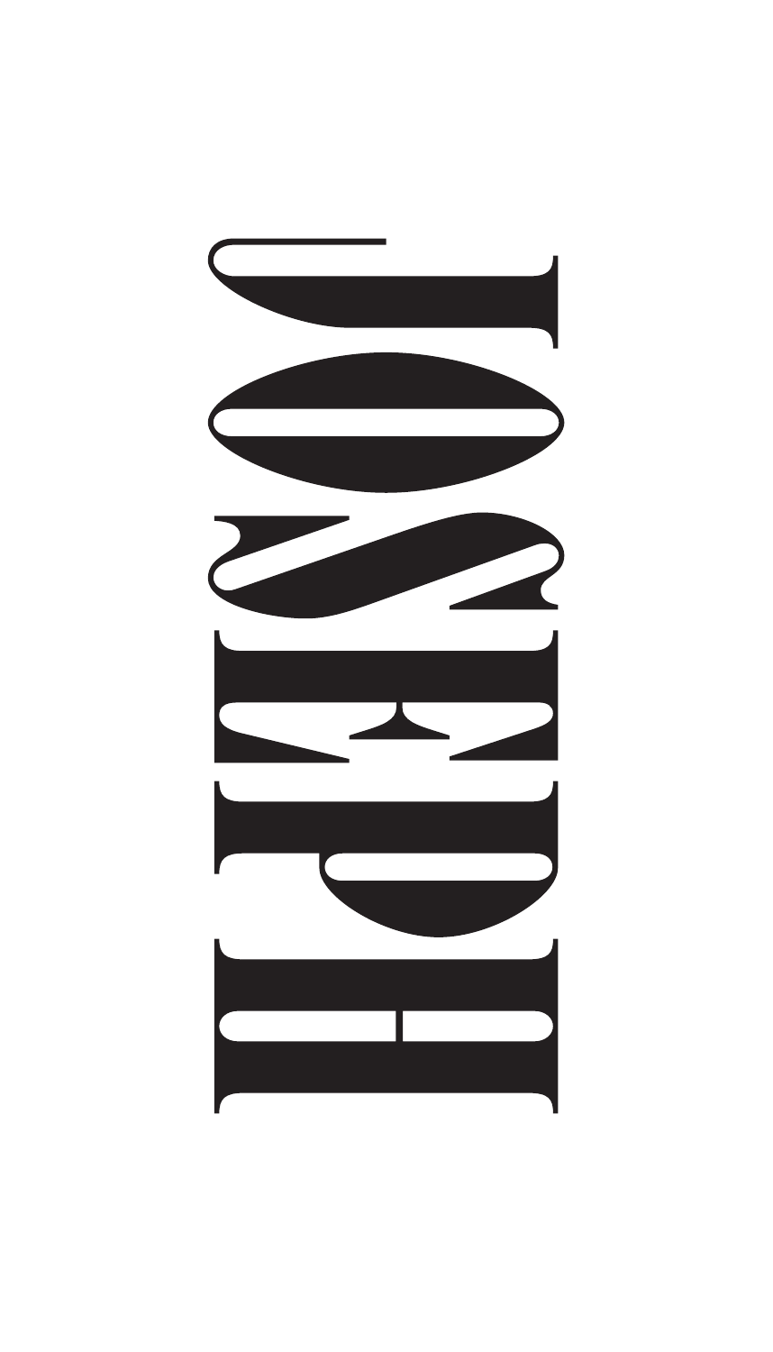# JOSEPH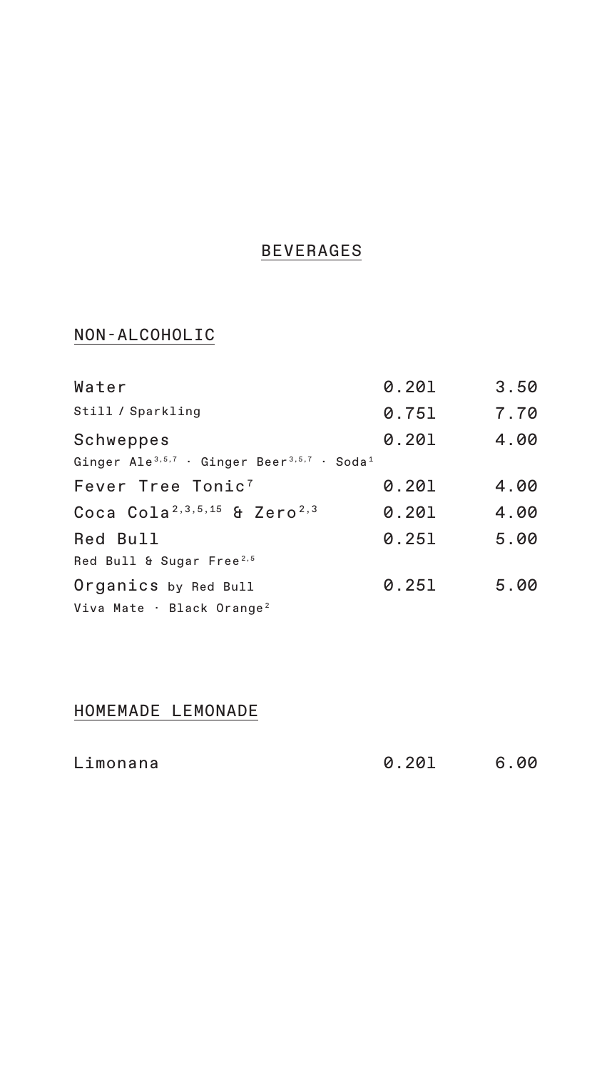# BEVERAGES

## NON-ALCOHOLIC

| | | |
|---|---|---|
| Water | 0.20l | 3.50 |
| Still / Sparkling | 0.75l | 7.70 |
| Schweppes | 0.20l | 4.00 |
| Ginger Ale[3,5,7] · Ginger Beer[3,5,7] · Soda[1] | | |
| Fever Tree Tonic[7] | 0.20l | 4.00 |
| Coca Cola[2,3,5,15] & Zero[2,3] | 0.20l | 4.00 |
| Red Bull | 0.25l | 5.00 |
| Red Bull & Sugar Free[2,5] | | |
| Organics by Red Bull | 0.25l | 5.00 |
| Viva Mate · Black Orange[2] | | |

## HOMEMADE LEMONADE

| | | |
|---|---|---|
| Limonana | 0.20l | 6.00 |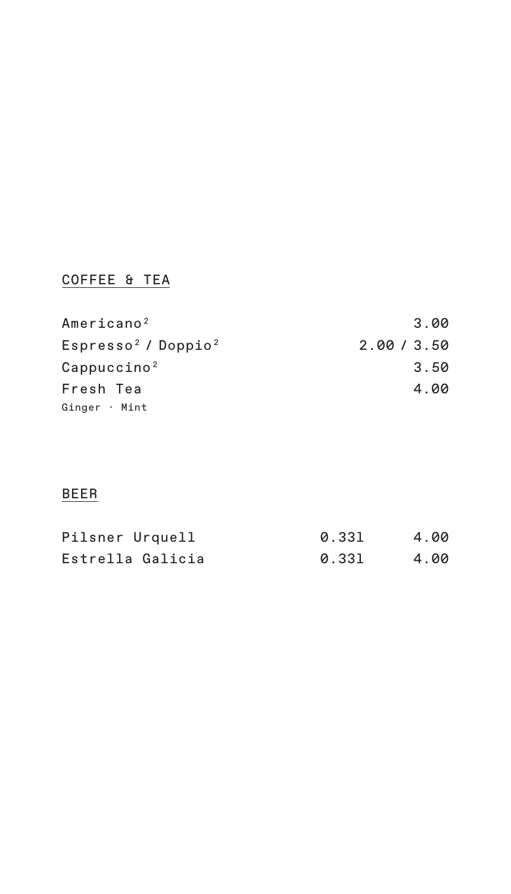## COFFEE & TEA

| | |
|---|---|
| Americano[2] | 3.00 |
| Espresso[2] / Doppio[2] | 2.00 / 3.50 |
| Cappuccino[2] | 3.50 |
| Fresh Tea<br>Ginger · Mint | 4.00 |

## BEER

| | | |
|---|---|---|
| Pilsner Urquell | 0.33l | 4.00 |
| Estrella Galicia | 0.33l | 4.00 |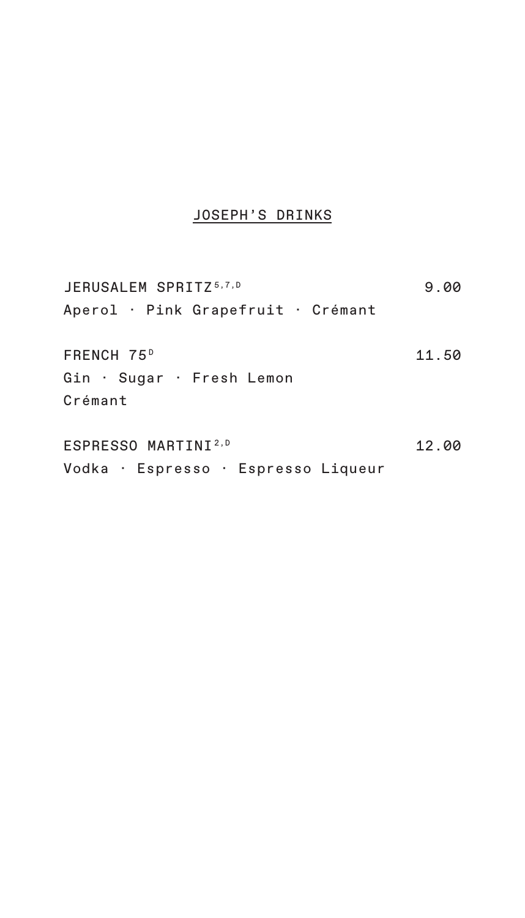## JOSEPH'S DRINKS

**JERUSALEM SPRITZ**[5,7,D] 9.00
Aperol · Pink Grapefruit · Crémant

**FRENCH 75**[D] 11.50
Gin · Sugar · Fresh Lemon
Crémant

**ESPRESSO MARTINI**[2,D] 12.00
Vodka · Espresso · Espresso Liqueur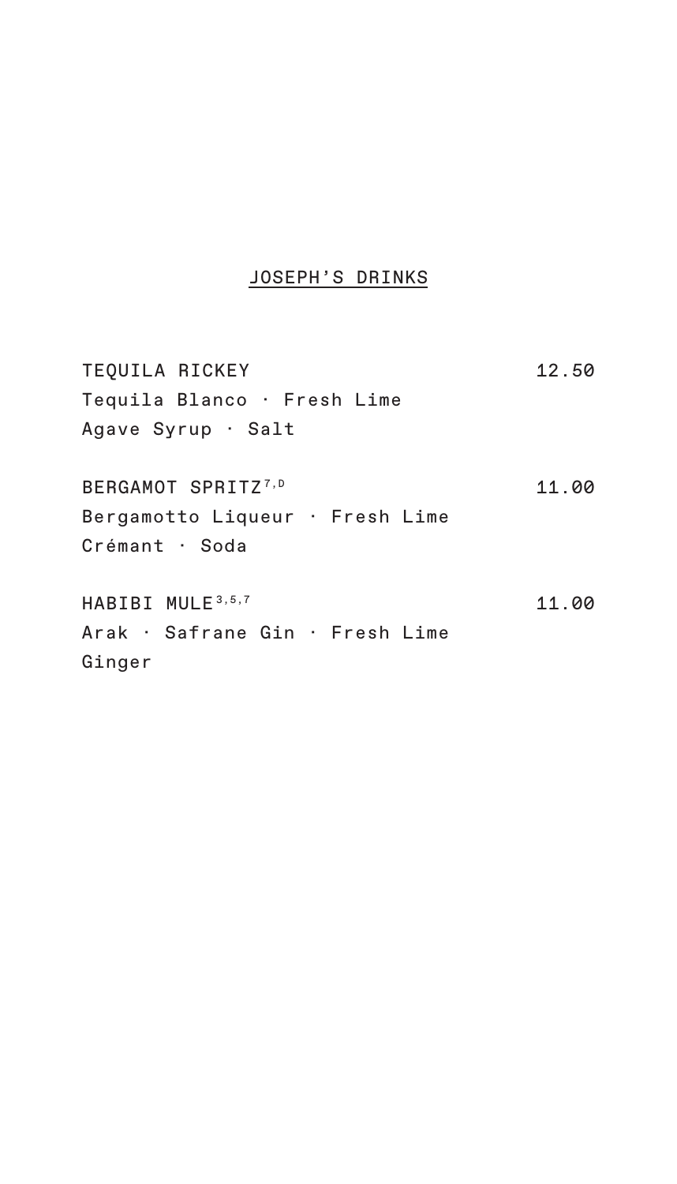## JOSEPH'S DRINKS

**TEQUILA RICKEY** 12.50
Tequila Blanco · Fresh Lime
Agave Syrup · Salt

**BERGAMOT SPRITZ**[7,D] 11.00
Bergamotto Liqueur · Fresh Lime
Crémant · Soda

**HABIBI MULE**[3,5,7] 11.00
Arak · Safrane Gin · Fresh Lime
Ginger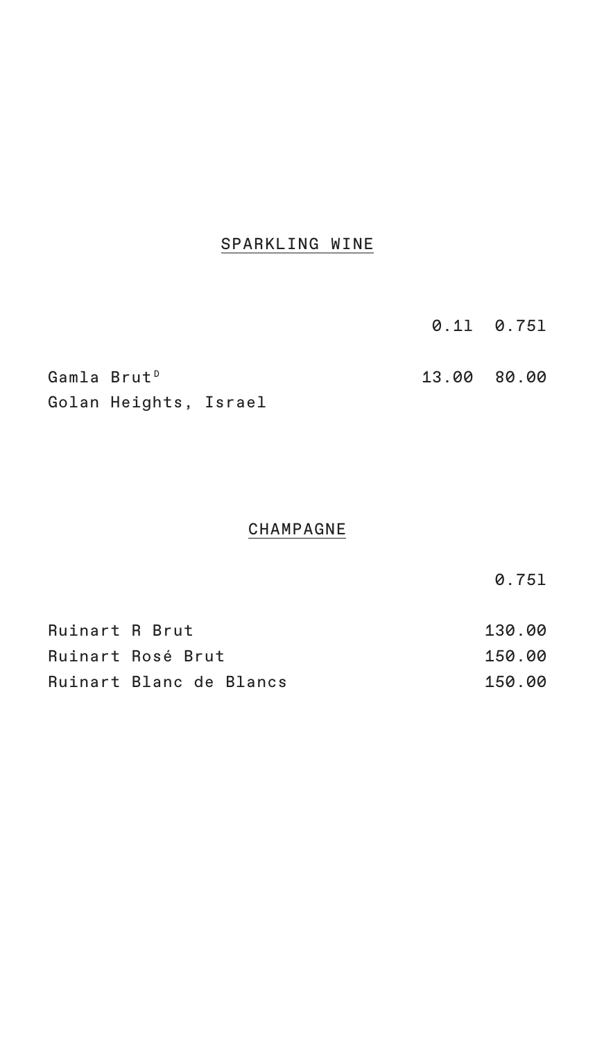## SPARKLING WINE

| | 0.1l | 0.75l |
|---|---|---|
| Gamla Brut[D]<br>Golan Heights, Israel | 13.00 | 80.00 |

## CHAMPAGNE

| | 0.75l |
|---|---|
| Ruinart R Brut | 130.00 |
| Ruinart Rosé Brut | 150.00 |
| Ruinart Blanc de Blancs | 150.00 |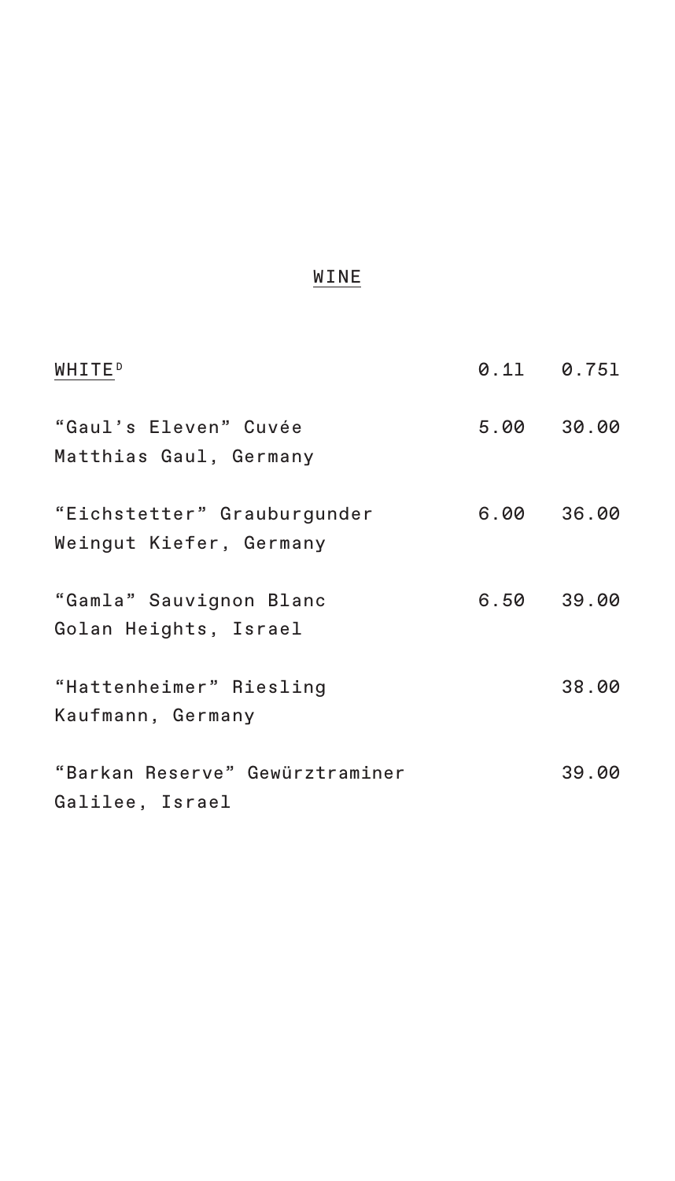# WINE

| WHITE[D] | 0.1l | 0.75l |
|---|---|---|
| "Gaul's Eleven" Cuvée<br>Matthias Gaul, Germany | 5.00 | 30.00 |
| "Eichstetter" Grauburgunder<br>Weingut Kiefer, Germany | 6.00 | 36.00 |
| "Gamla" Sauvignon Blanc<br>Golan Heights, Israel | 6.50 | 39.00 |
| "Hattenheimer" Riesling<br>Kaufmann, Germany | | 38.00 |
| "Barkan Reserve" Gewürztraminer<br>Galilee, Israel | | 39.00 |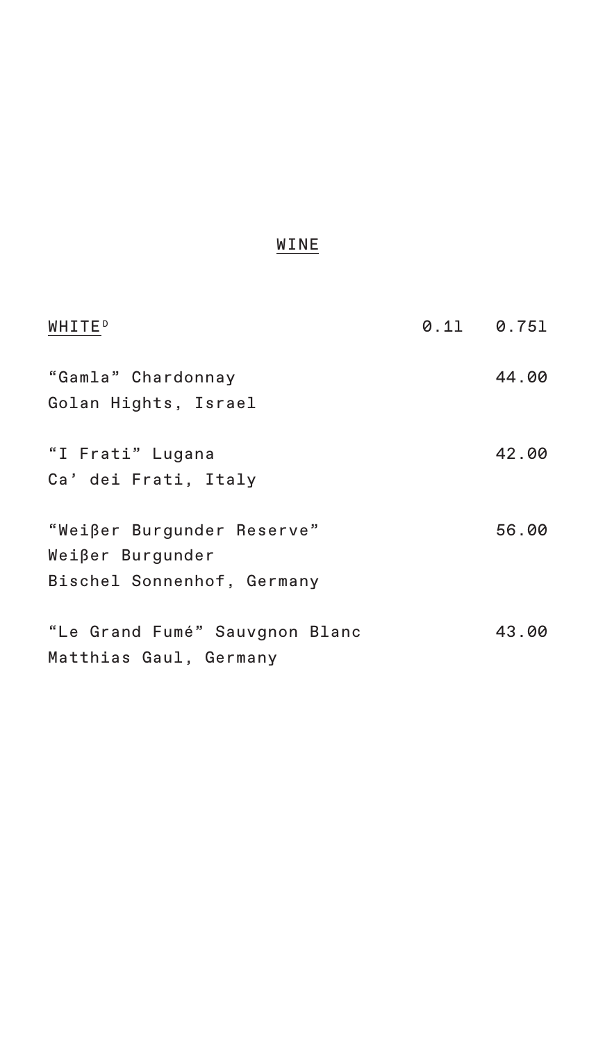# WINE

| WHITE[D] | 0.1l | 0.75l |
|---|---|---|
| “Gamla” Chardonnay<br>Golan Hights, Israel | | 44.00 |
| “I Frati” Lugana<br>Ca’ dei Frati, Italy | | 42.00 |
| “Weißer Burgunder Reserve”<br>Weißer Burgunder<br>Bischel Sonnenhof, Germany | | 56.00 |
| “Le Grand Fumé” Sauvgnon Blanc<br>Matthias Gaul, Germany | | 43.00 |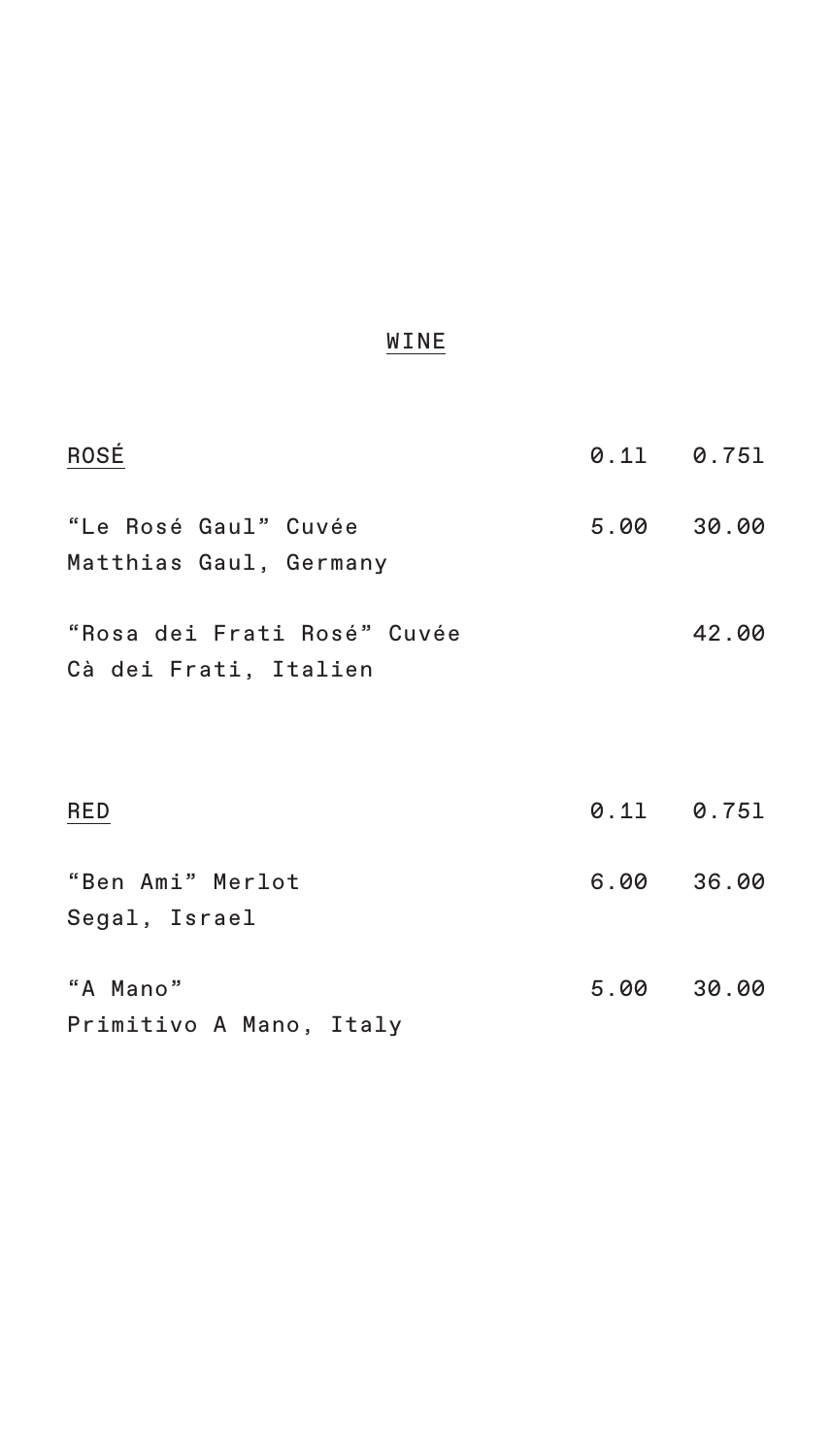# WINE

| ROSÉ | 0.1l | 0.75l |
|---|---|---|
| "Le Rosé Gaul" Cuvée<br>Matthias Gaul, Germany | 5.00 | 30.00 |
| "Rosa dei Frati Rosé" Cuvée<br>Cà dei Frati, Italien | | 42.00 |

| RED | 0.1l | 0.75l |
|---|---|---|
| "Ben Ami" Merlot<br>Segal, Israel | 6.00 | 36.00 |
| "A Mano"<br>Primitivo A Mano, Italy | 5.00 | 30.00 |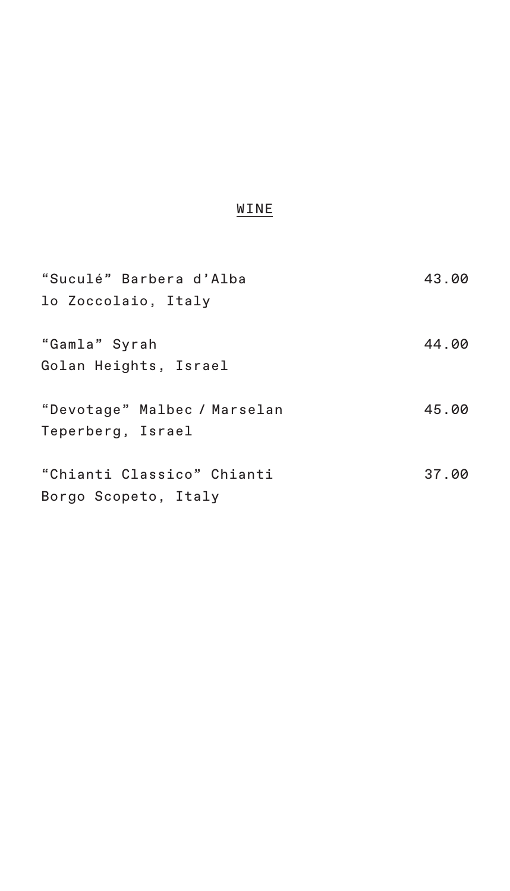## WINE

“Suculé” Barbera d’Alba — 43.00
lo Zoccolaio, Italy

“Gamla” Syrah — 44.00
Golan Heights, Israel

“Devotage” Malbec / Marselan — 45.00
Teperberg, Israel

“Chianti Classico” Chianti — 37.00
Borgo Scopeto, Italy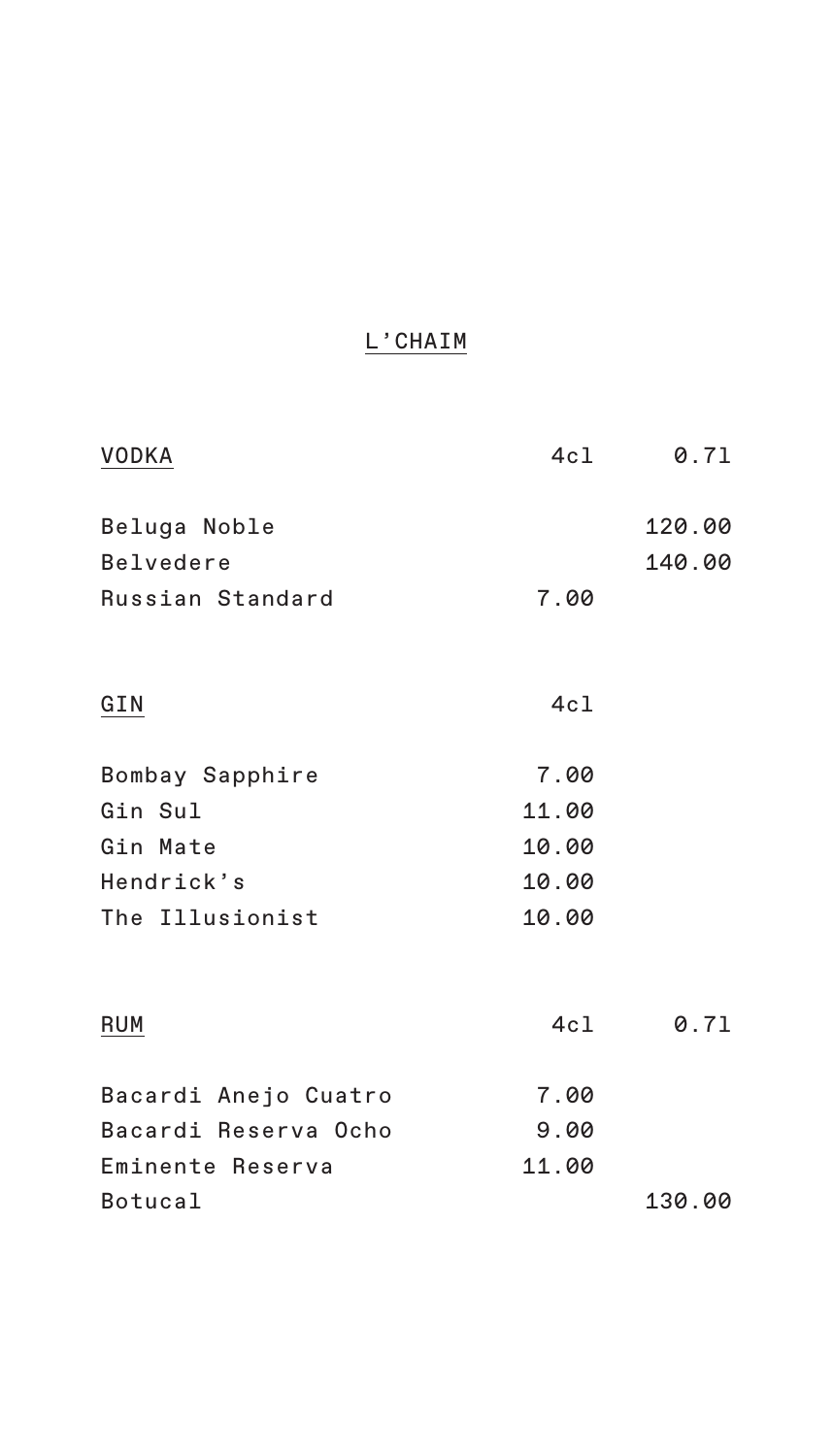# L'CHAIM

| VODKA | 4cl | 0.7l |
|---|---|---|
| Beluga Noble | | 120.00 |
| Belvedere | | 140.00 |
| Russian Standard | 7.00 | |

| GIN | 4cl |
|---|---|
| Bombay Sapphire | 7.00 |
| Gin Sul | 11.00 |
| Gin Mate | 10.00 |
| Hendrick's | 10.00 |
| The Illusionist | 10.00 |

| RUM | 4cl | 0.7l |
|---|---|---|
| Bacardi Anejo Cuatro | 7.00 | |
| Bacardi Reserva Ocho | 9.00 | |
| Eminente Reserva | 11.00 | |
| Botucal | | 130.00 |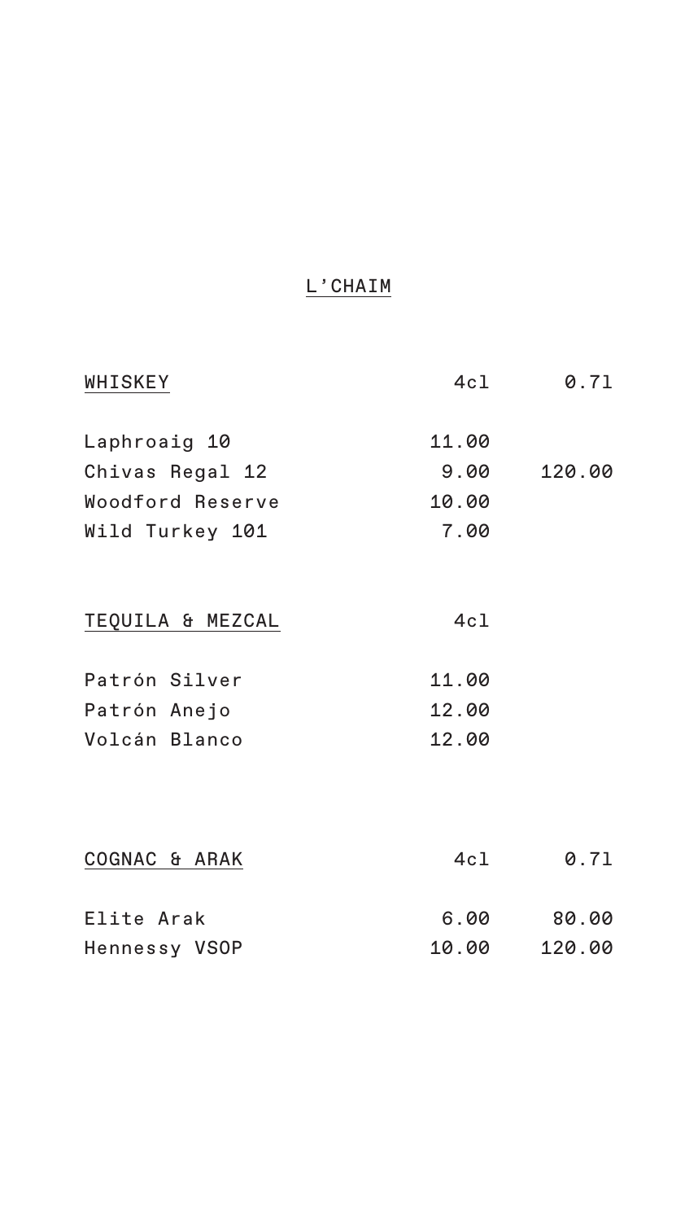# L'CHAIM

| WHISKEY | 4cl | 0.7l |
|---|---|---|
| Laphroaig 10 | 11.00 | |
| Chivas Regal 12 | 9.00 | 120.00 |
| Woodford Reserve | 10.00 | |
| Wild Turkey 101 | 7.00 | |

| TEQUILA & MEZCAL | 4cl |
|---|---|
| Patrón Silver | 11.00 |
| Patrón Anejo | 12.00 |
| Volcán Blanco | 12.00 |

| COGNAC & ARAK | 4cl | 0.7l |
|---|---|---|
| Elite Arak | 6.00 | 80.00 |
| Hennessy VSOP | 10.00 | 120.00 |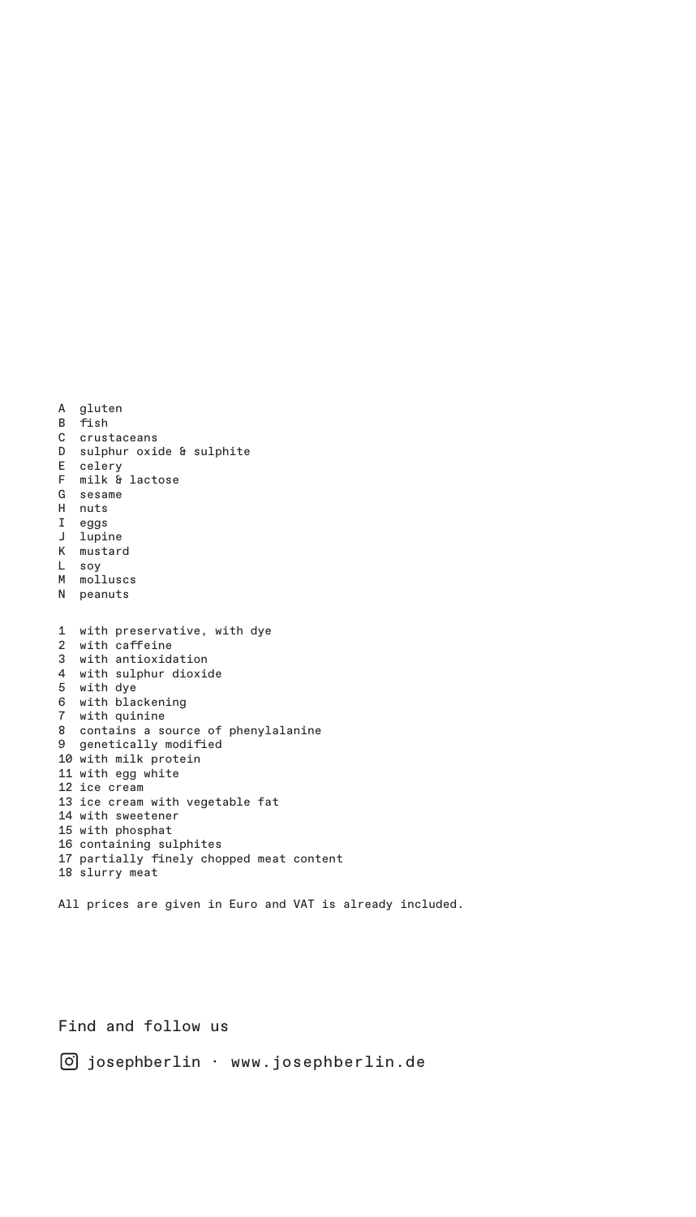A gluten
B fish
C crustaceans
D sulphur oxide & sulphite
E celery
F milk & lactose
G sesame
H nuts
I eggs
J lupine
K mustard
L soy
M molluscs
N peanuts

1 with preservative, with dye
2 with caffeine
3 with antioxidation
4 with sulphur dioxide
5 with dye
6 with blackening
7 with quinine
8 contains a source of phenylalanine
9 genetically modified
10 with milk protein
11 with egg white
12 ice cream
13 ice cream with vegetable fat
14 with sweetener
15 with phosphat
16 containing sulphites
17 partially finely chopped meat content
18 slurry meat

All prices are given in Euro and VAT is already included.

Find and follow us

josephberlin · www.josephberlin.de